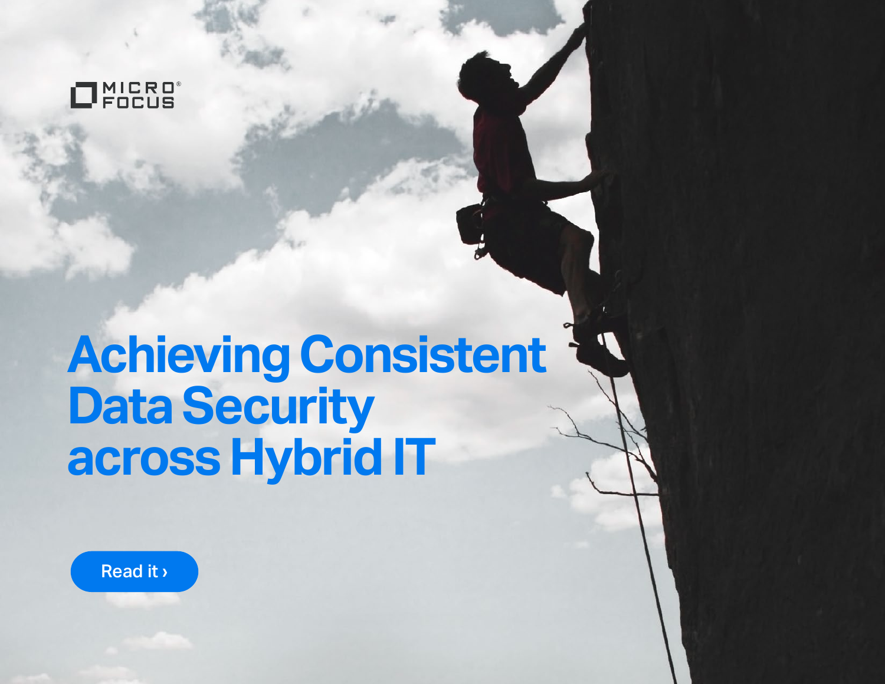MICRO FOCUS

# Achieving Consistent Data Security across Hybrid IT

Read it ›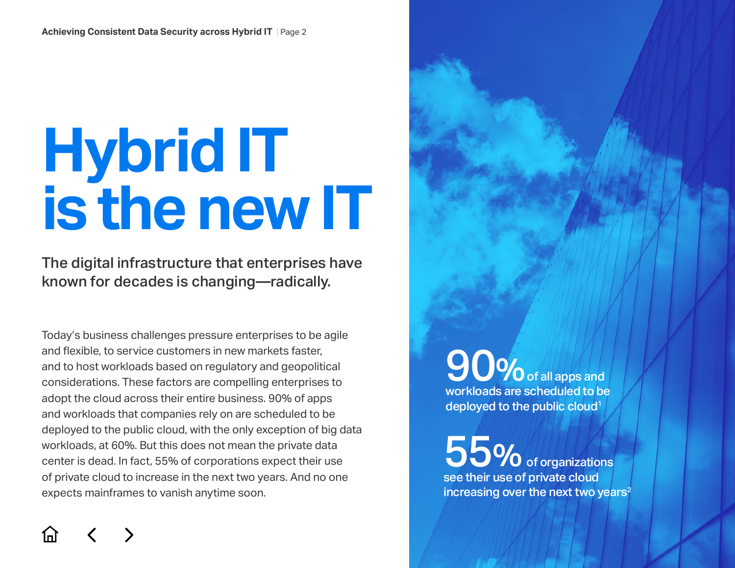# Hybrid IT is the new IT

## The digital infrastructure that enterprises have known for decades is changing—radically.

Today's business challenges pressure enterprises to be agile and flexible, to service customers in new markets faster, and to host workloads based on regulatory and geopolitical considerations. These factors are compelling enterprises to adopt the cloud across their entire business. 90% of apps and workloads that companies rely on are scheduled to be deployed to the public cloud, with the only exception of big data workloads, at 60%. But this does not mean the private data center is dead. In fact, 55% of corporations expect their use of private cloud to increase in the next two years. And no one expects mainframes to vanish anytime soon.

**90%** of all apps and workloads are scheduled to be deployed to the public cloud[1]

**55%** of organizations see their use of private cloud increasing over the next two years[2]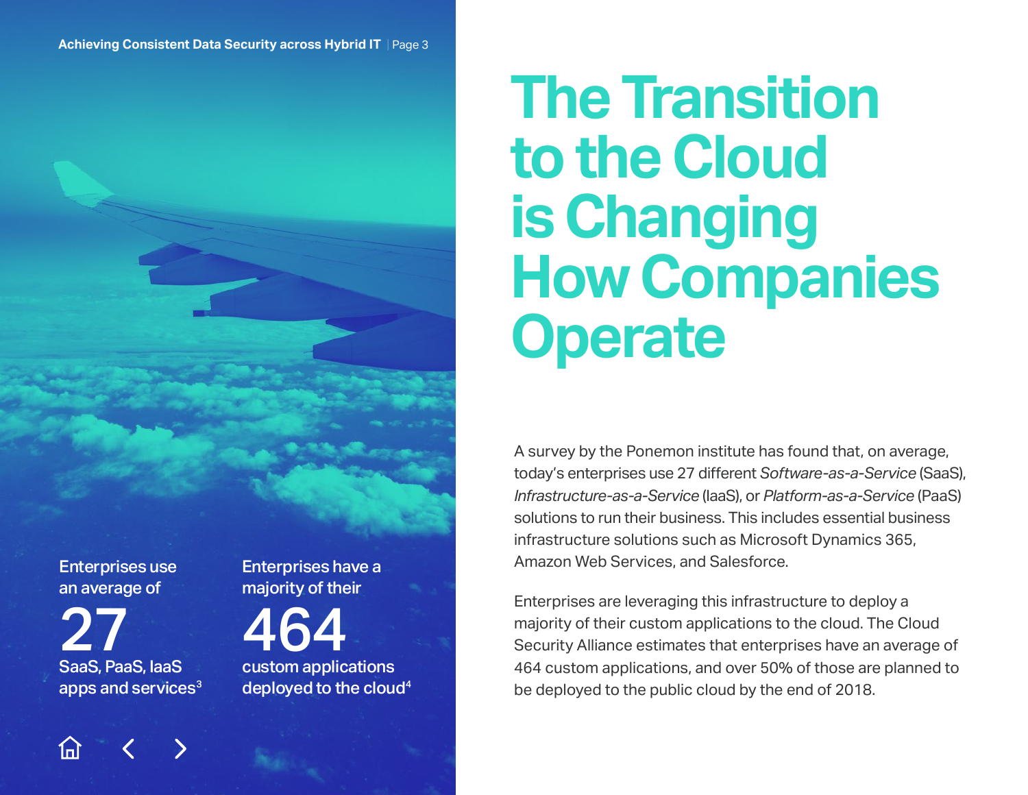Enterprises use an average of

**27**

SaaS, PaaS, IaaS apps and services[3]

Enterprises have a majority of their

**464**

custom applications deployed to the cloud[4]

# The Transition to the Cloud is Changing How Companies Operate

A survey by the Ponemon institute has found that, on average, today's enterprises use 27 different *Software-as-a-Service* (SaaS), *Infrastructure-as-a-Service* (IaaS), or *Platform-as-a-Service* (PaaS) solutions to run their business. This includes essential business infrastructure solutions such as Microsoft Dynamics 365, Amazon Web Services, and Salesforce.

Enterprises are leveraging this infrastructure to deploy a majority of their custom applications to the cloud. The Cloud Security Alliance estimates that enterprises have an average of 464 custom applications, and over 50% of those are planned to be deployed to the public cloud by the end of 2018.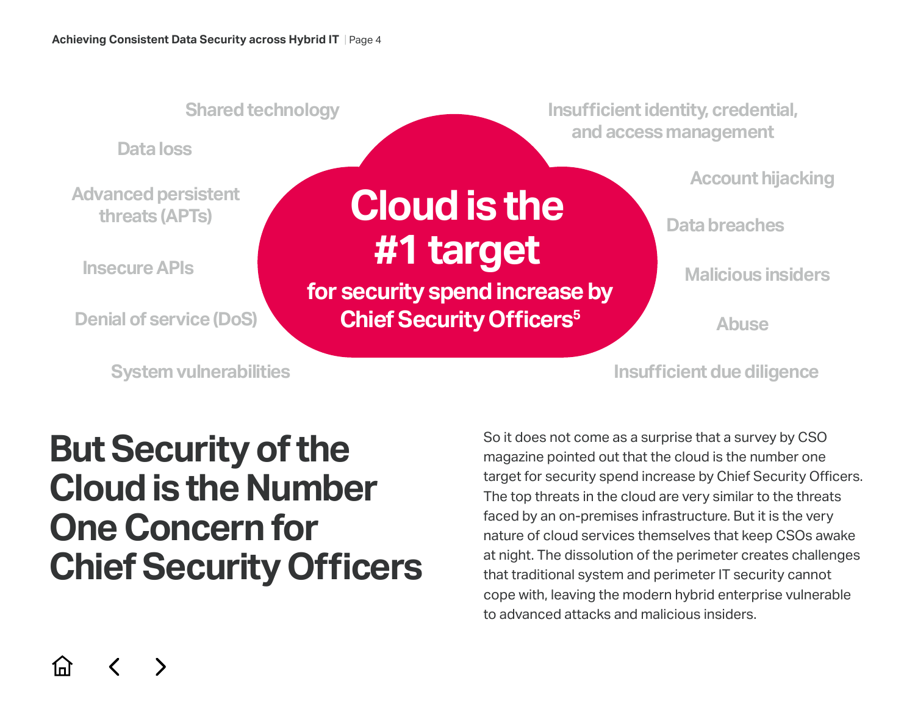Shared technology

Data loss

Advanced persistent threats (APTs)

Insecure APIs

Denial of service (DoS)

System vulnerabilities

**Cloud is the #1 target**

**for security spend increase by Chief Security Officers[5]**

Insufficient identity, credential, and access management

Account hijacking

Data breaches

Malicious insiders

Abuse

Insufficient due diligence

# But Security of the Cloud is the Number One Concern for Chief Security Officers

So it does not come as a surprise that a survey by CSO magazine pointed out that the cloud is the number one target for security spend increase by Chief Security Officers. The top threats in the cloud are very similar to the threats faced by an on-premises infrastructure. But it is the very nature of cloud services themselves that keep CSOs awake at night. The dissolution of the perimeter creates challenges that traditional system and perimeter IT security cannot cope with, leaving the modern hybrid enterprise vulnerable to advanced attacks and malicious insiders.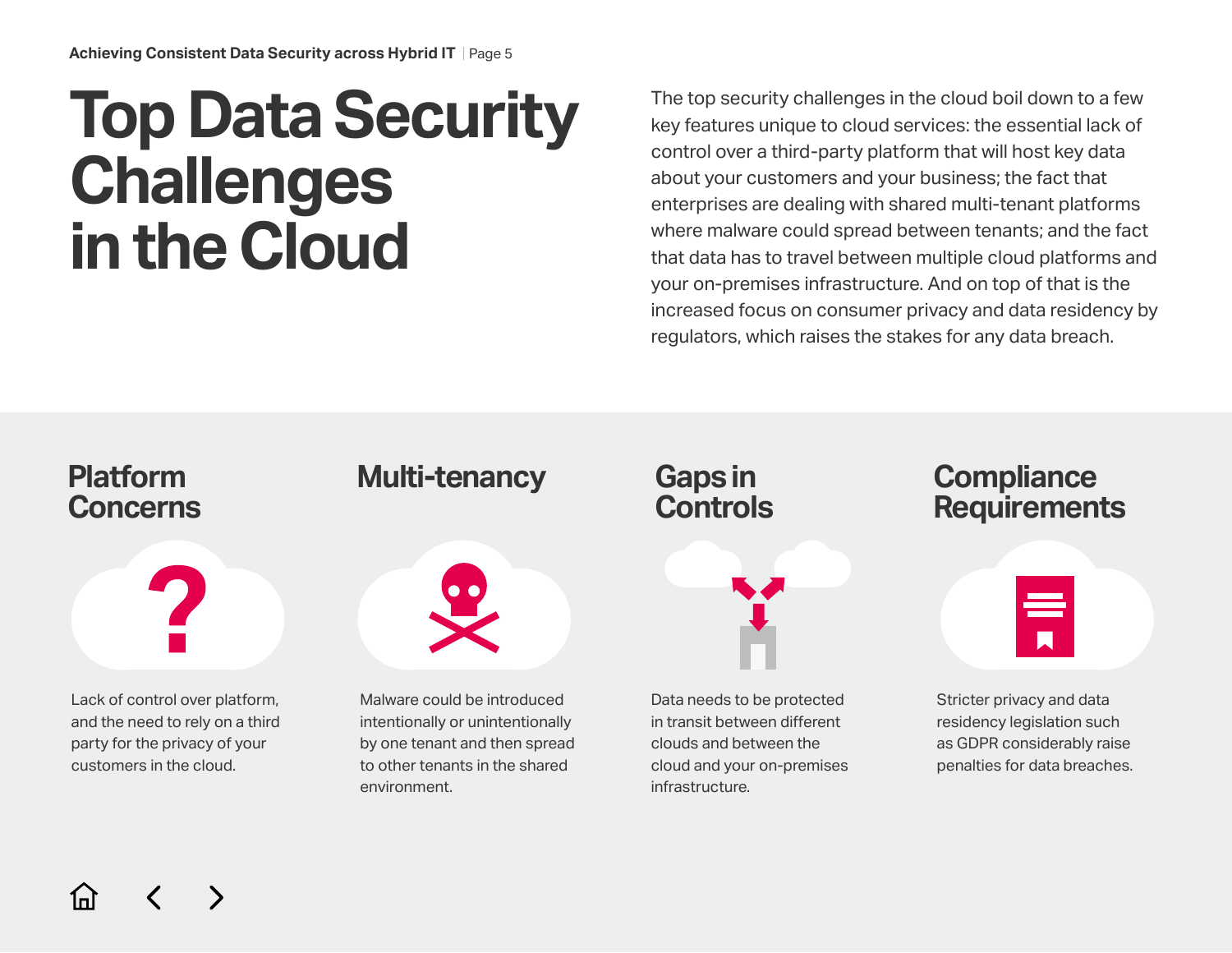# Top Data Security Challenges in the Cloud

The top security challenges in the cloud boil down to a few key features unique to cloud services: the essential lack of control over a third-party platform that will host key data about your customers and your business; the fact that enterprises are dealing with shared multi-tenant platforms where malware could spread between tenants; and the fact that data has to travel between multiple cloud platforms and your on-premises infrastructure. And on top of that is the increased focus on consumer privacy and data residency by regulators, which raises the stakes for any data breach.

## Platform Concerns

Lack of control over platform, and the need to rely on a third party for the privacy of your customers in the cloud.

## Multi-tenancy

Malware could be introduced intentionally or unintentionally by one tenant and then spread to other tenants in the shared environment.

## Gaps in Controls

Data needs to be protected in transit between different clouds and between the cloud and your on-premises infrastructure.

## Compliance Requirements

Stricter privacy and data residency legislation such as GDPR considerably raise penalties for data breaches.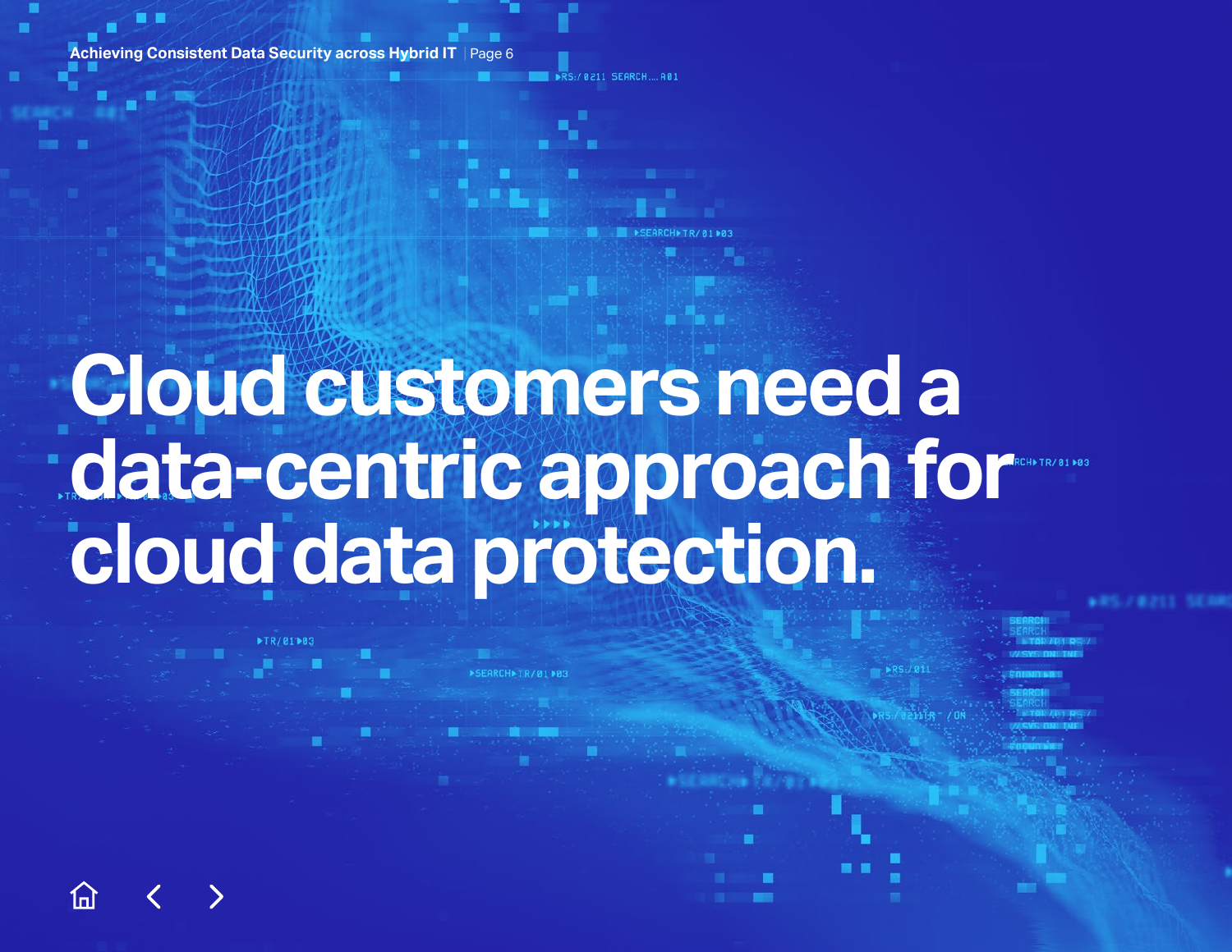# Cloud customers need a data-centric approach for cloud data protection.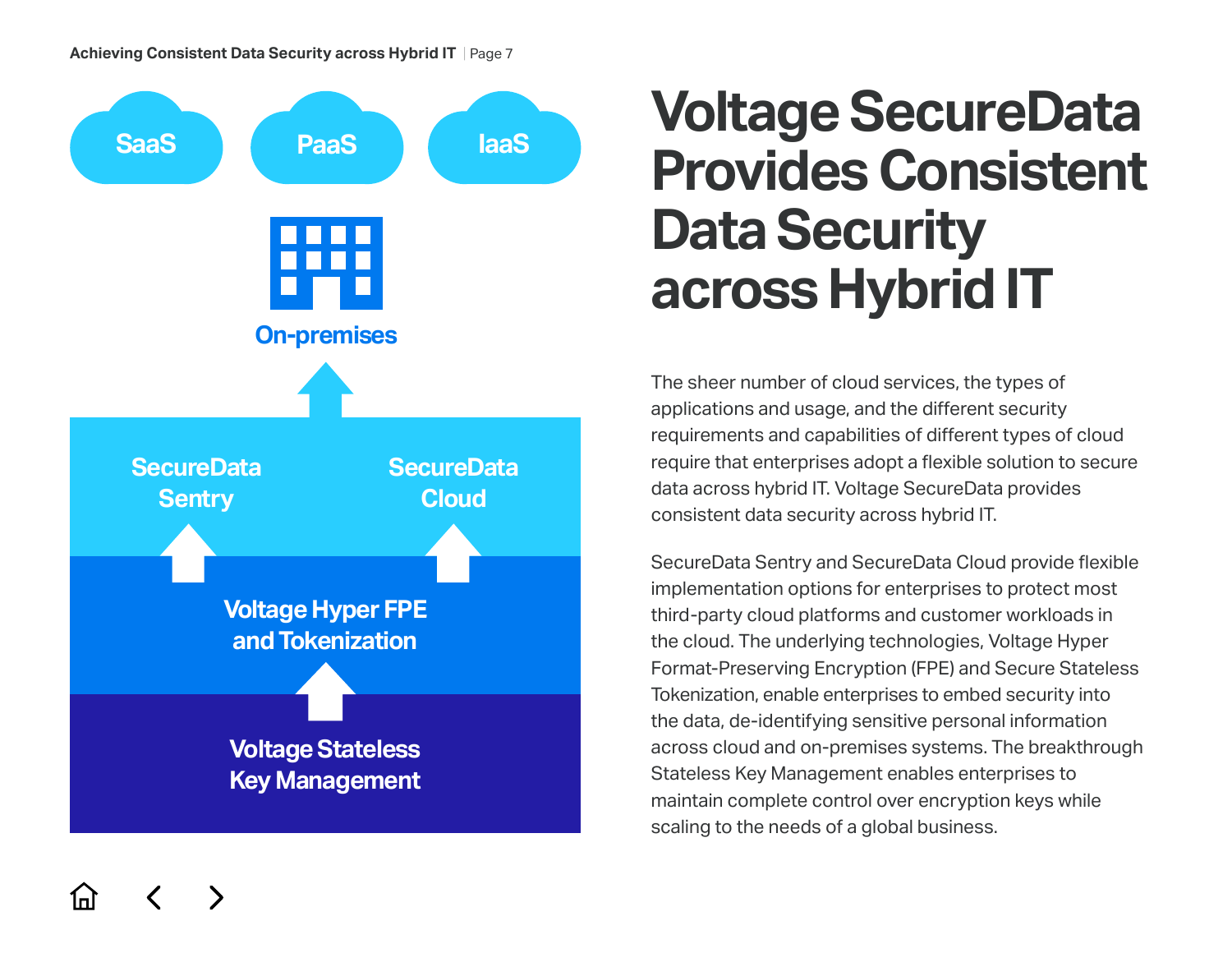SaaS

PaaS

IaaS

On-premises

SecureData Sentry

SecureData Cloud

Voltage Hyper FPE and Tokenization

Voltage Stateless Key Management

# Voltage SecureData Provides Consistent Data Security across Hybrid IT

The sheer number of cloud services, the types of applications and usage, and the different security requirements and capabilities of different types of cloud require that enterprises adopt a flexible solution to secure data across hybrid IT. Voltage SecureData provides consistent data security across hybrid IT.

SecureData Sentry and SecureData Cloud provide flexible implementation options for enterprises to protect most third-party cloud platforms and customer workloads in the cloud. The underlying technologies, Voltage Hyper Format-Preserving Encryption (FPE) and Secure Stateless Tokenization, enable enterprises to embed security into the data, de-identifying sensitive personal information across cloud and on-premises systems. The breakthrough Stateless Key Management enables enterprises to maintain complete control over encryption keys while scaling to the needs of a global business.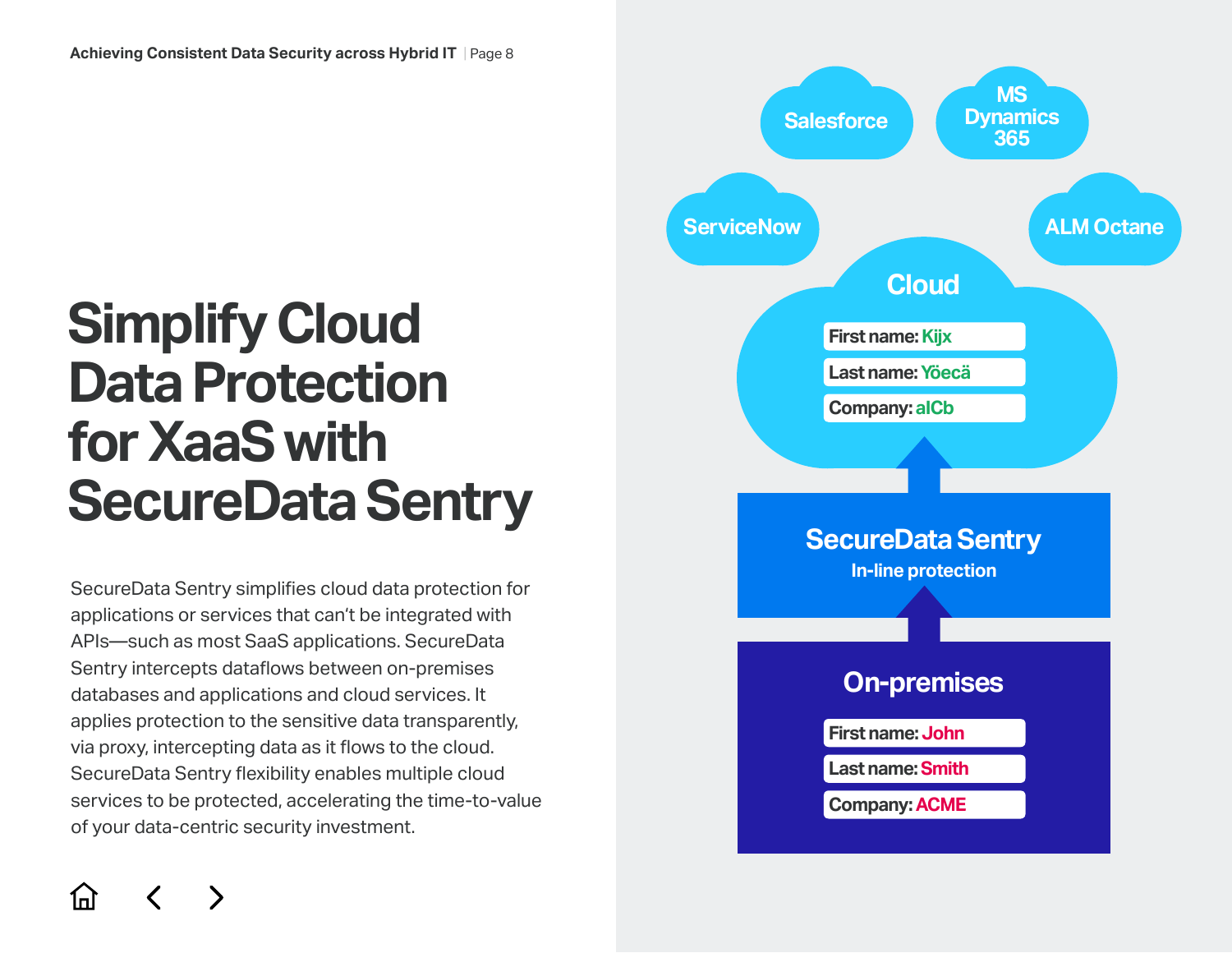# Simplify Cloud Data Protection for XaaS with SecureData Sentry

SecureData Sentry simplifies cloud data protection for applications or services that can't be integrated with APIs—such as most SaaS applications. SecureData Sentry intercepts dataflows between on-premises databases and applications and cloud services. It applies protection to the sensitive data transparently, via proxy, intercepting data as it flows to the cloud. SecureData Sentry flexibility enables multiple cloud services to be protected, accelerating the time-to-value of your data-centric security investment.

Salesforce

MS Dynamics 365

ServiceNow

ALM Octane

**Cloud**

First name: Kijx
Last name: Yöecä
Company: alCb

**SecureData Sentry**
In-line protection

**On-premises**

First name: John
Last name: Smith
Company: ACME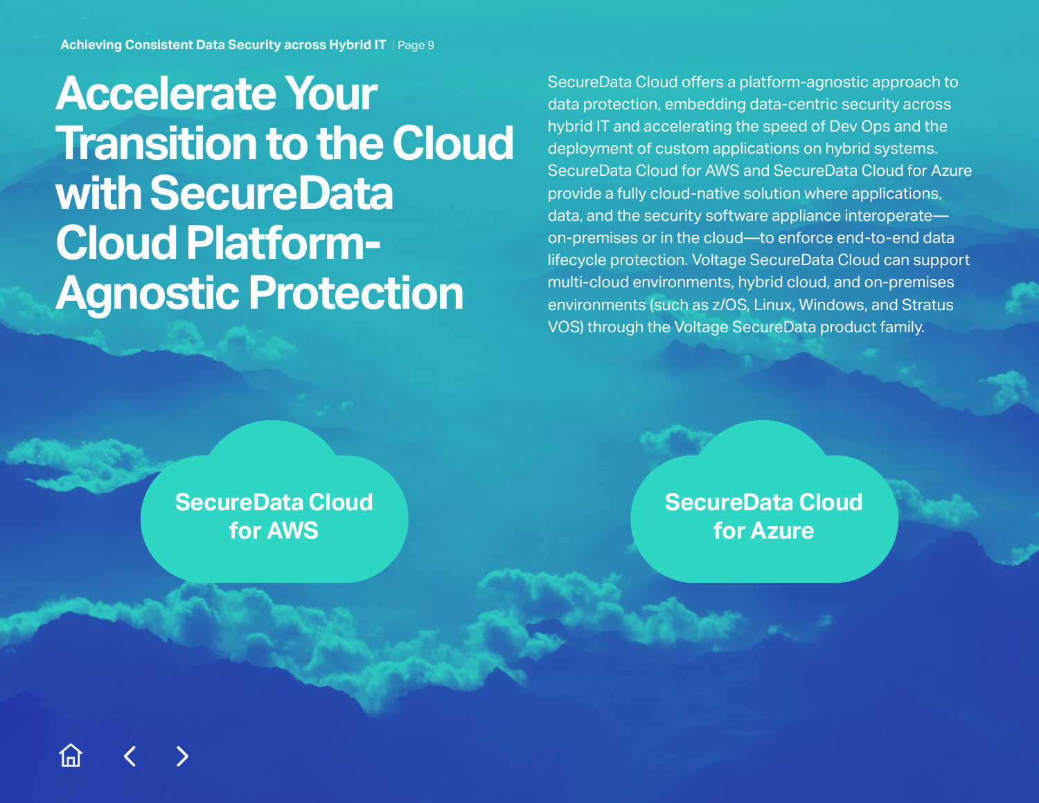# Accelerate Your Transition to the Cloud with SecureData Cloud Platform-Agnostic Protection

SecureData Cloud offers a platform-agnostic approach to data protection, embedding data-centric security across hybrid IT and accelerating the speed of Dev Ops and the deployment of custom applications on hybrid systems. SecureData Cloud for AWS and SecureData Cloud for Azure provide a fully cloud-native solution where applications, data, and the security software appliance interoperate—on-premises or in the cloud—to enforce end-to-end data lifecycle protection. Voltage SecureData Cloud can support multi-cloud environments, hybrid cloud, and on-premises environments (such as z/OS, Linux, Windows, and Stratus VOS) through the Voltage SecureData product family.

**SecureData Cloud for AWS**

**SecureData Cloud for Azure**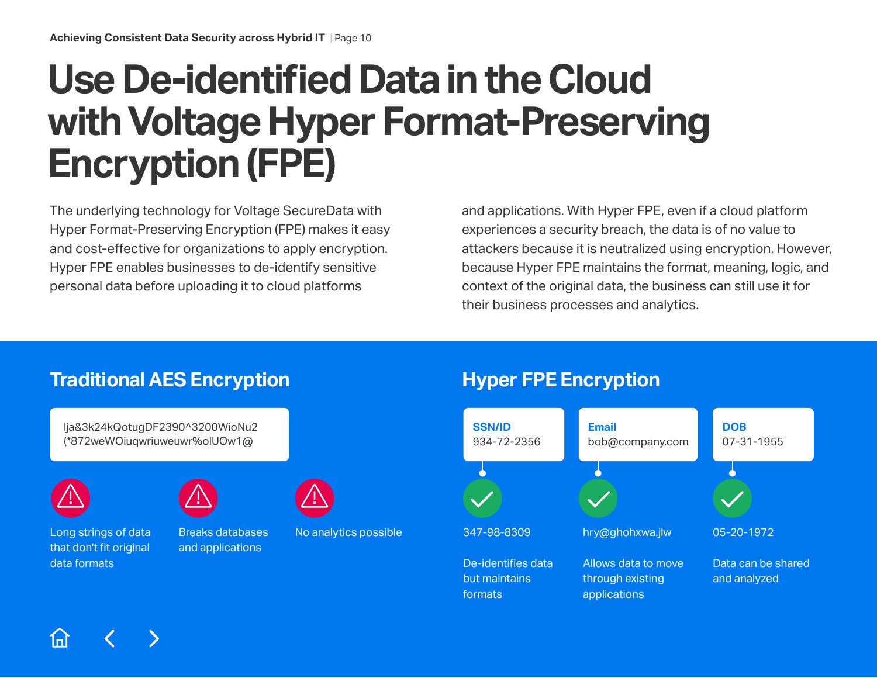# Use De-identified Data in the Cloud with Voltage Hyper Format-Preserving Encryption (FPE)

The underlying technology for Voltage SecureData with Hyper Format-Preserving Encryption (FPE) makes it easy and cost-effective for organizations to apply encryption. Hyper FPE enables businesses to de-identify sensitive personal data before uploading it to cloud platforms and applications. With Hyper FPE, even if a cloud platform experiences a security breach, the data is of no value to attackers because it is neutralized using encryption. However, because Hyper FPE maintains the format, meaning, logic, and context of the original data, the business can still use it for their business processes and analytics.

## Traditional AES Encryption

lja&3k24kQotugDF2390^3200WioNu2
(*872weWOiuqwriuweuwr%olUOw1@

- Long strings of data that don't fit original data formats
- Breaks databases and applications
- No analytics possible

## Hyper FPE Encryption

**SSN/ID**
934-72-2356

347-98-8309

De-identifies data but maintains formats

**Email**
bob@company.com

hry@ghohxwa.jlw

Allows data to move through existing applications

**DOB**
07-31-1955

05-20-1972

Data can be shared and analyzed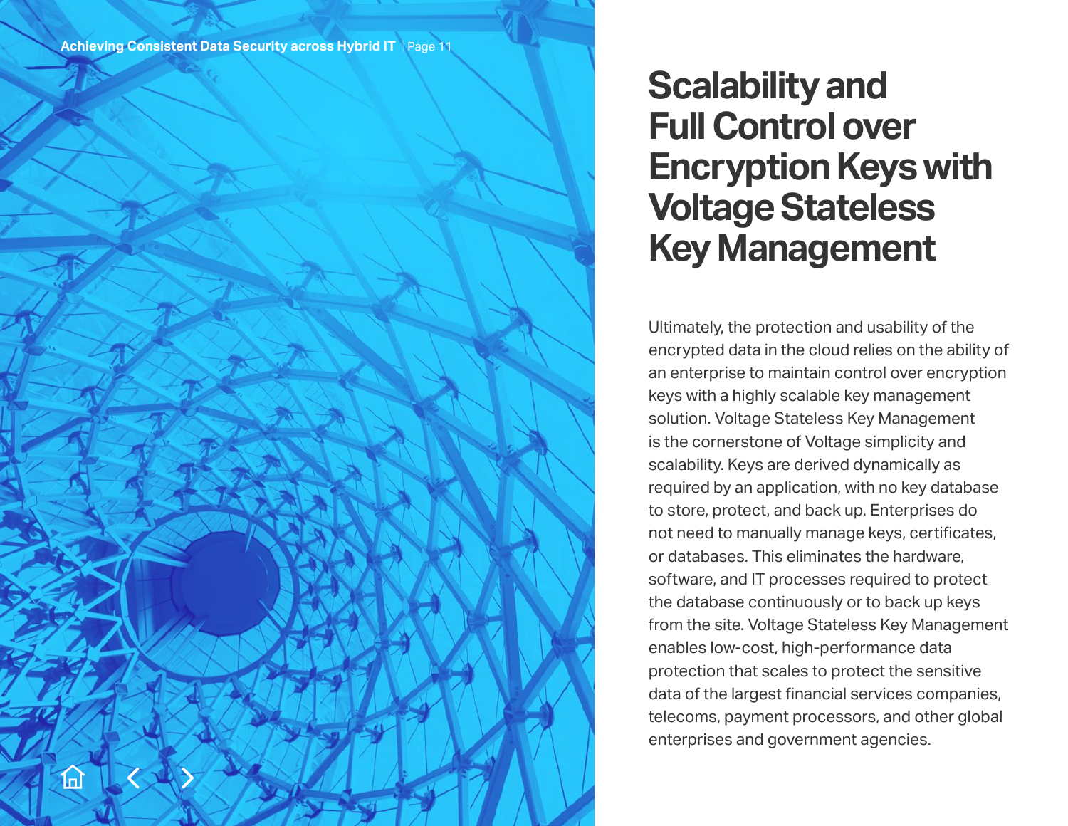# Scalability and Full Control over Encryption Keys with Voltage Stateless Key Management

Ultimately, the protection and usability of the encrypted data in the cloud relies on the ability of an enterprise to maintain control over encryption keys with a highly scalable key management solution. Voltage Stateless Key Management is the cornerstone of Voltage simplicity and scalability. Keys are derived dynamically as required by an application, with no key database to store, protect, and back up. Enterprises do not need to manually manage keys, certificates, or databases. This eliminates the hardware, software, and IT processes required to protect the database continuously or to back up keys from the site. Voltage Stateless Key Management enables low-cost, high-performance data protection that scales to protect the sensitive data of the largest financial services companies, telecoms, payment processors, and other global enterprises and government agencies.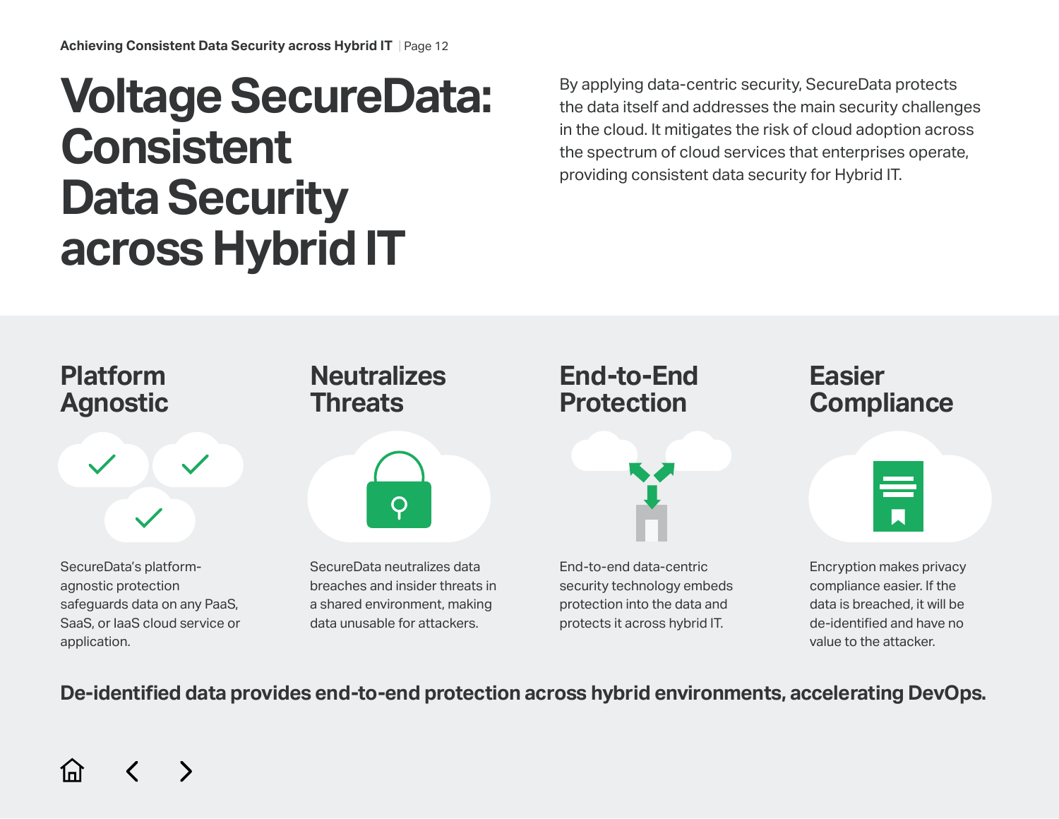# Voltage SecureData: Consistent Data Security across Hybrid IT

By applying data-centric security, SecureData protects the data itself and addresses the main security challenges in the cloud. It mitigates the risk of cloud adoption across the spectrum of cloud services that enterprises operate, providing consistent data security for Hybrid IT.

## Platform Agnostic

SecureData's platform-agnostic protection safeguards data on any PaaS, SaaS, or IaaS cloud service or application.

## Neutralizes Threats

SecureData neutralizes data breaches and insider threats in a shared environment, making data unusable for attackers.

## End-to-End Protection

End-to-end data-centric security technology embeds protection into the data and protects it across hybrid IT.

## Easier Compliance

Encryption makes privacy compliance easier. If the data is breached, it will be de-identified and have no value to the attacker.

**De-identified data provides end-to-end protection across hybrid environments, accelerating DevOps.**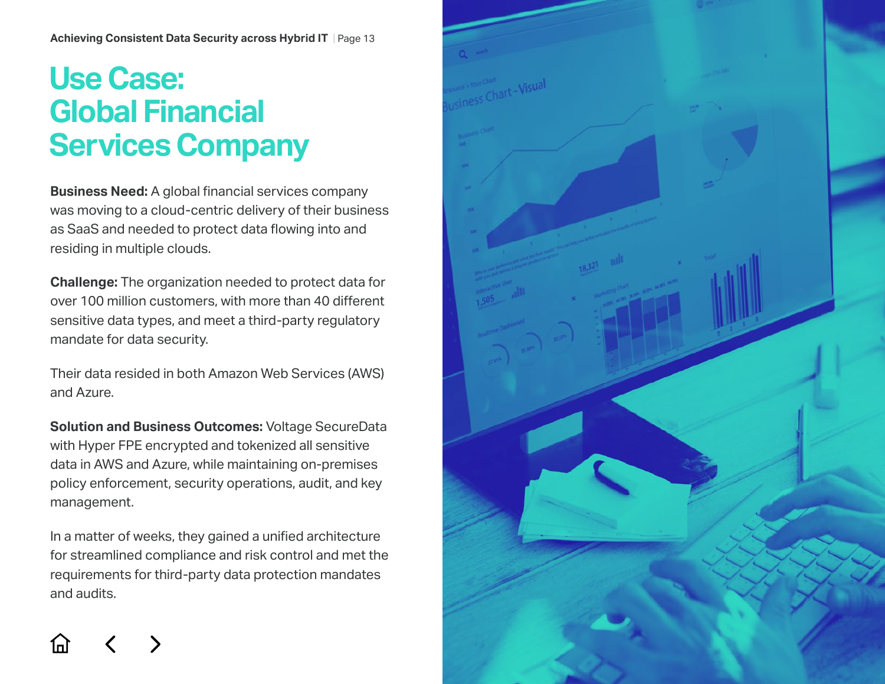# Use Case: Global Financial Services Company

**Business Need:** A global financial services company was moving to a cloud-centric delivery of their business as SaaS and needed to protect data flowing into and residing in multiple clouds.

**Challenge:** The organization needed to protect data for over 100 million customers, with more than 40 different sensitive data types, and meet a third-party regulatory mandate for data security.

Their data resided in both Amazon Web Services (AWS) and Azure.

**Solution and Business Outcomes:** Voltage SecureData with Hyper FPE encrypted and tokenized all sensitive data in AWS and Azure, while maintaining on-premises policy enforcement, security operations, audit, and key management.

In a matter of weeks, they gained a unified architecture for streamlined compliance and risk control and met the requirements for third-party data protection mandates and audits.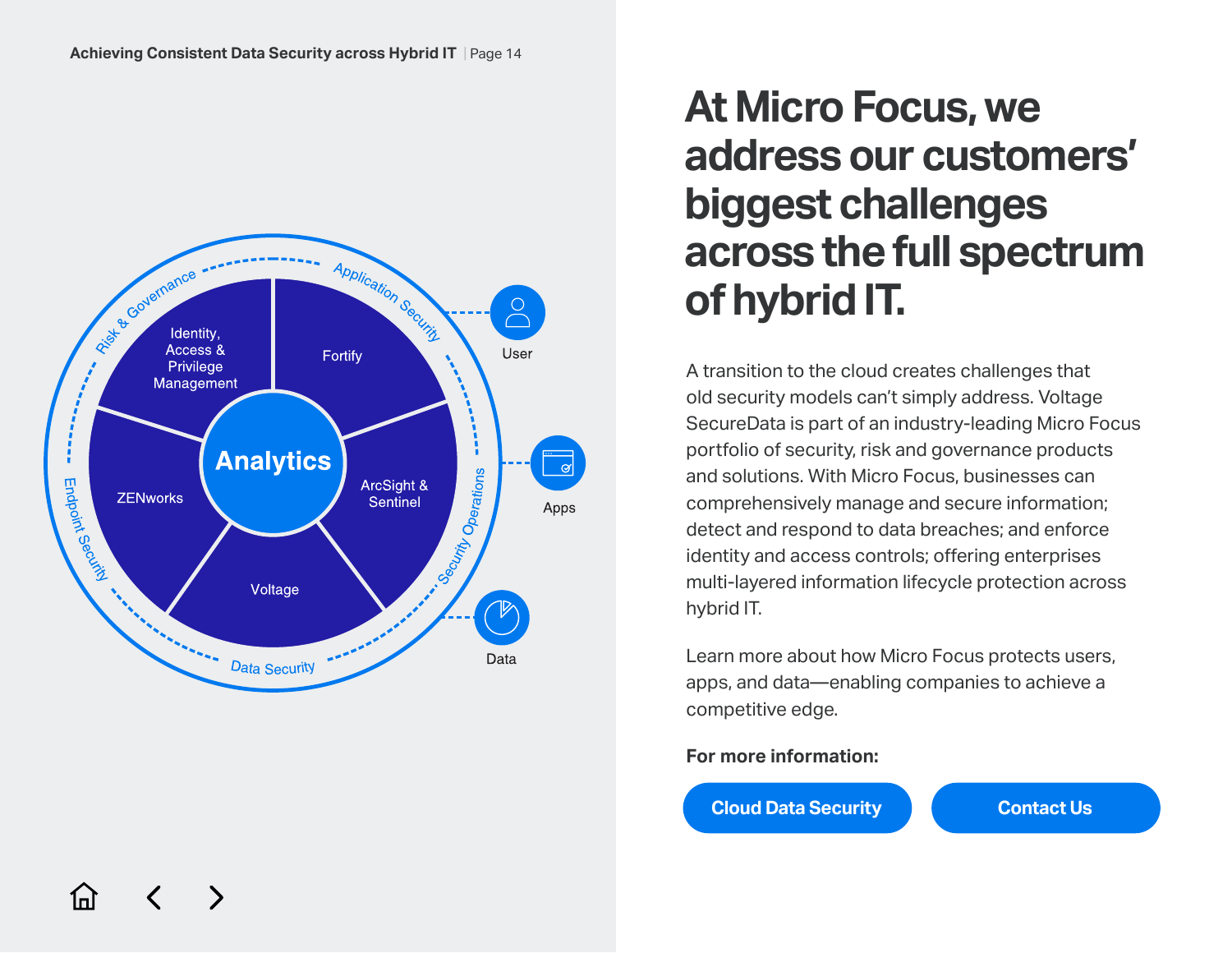# At Micro Focus, we address our customers' biggest challenges across the full spectrum of hybrid IT.

A transition to the cloud creates challenges that old security models can't simply address. Voltage SecureData is part of an industry-leading Micro Focus portfolio of security, risk and governance products and solutions. With Micro Focus, businesses can comprehensively manage and secure information; detect and respond to data breaches; and enforce identity and access controls; offering enterprises multi-layered information lifecycle protection across hybrid IT.

Learn more about how Micro Focus protects users, apps, and data—enabling companies to achieve a competitive edge.

**For more information:**

Cloud Data Security

Contact Us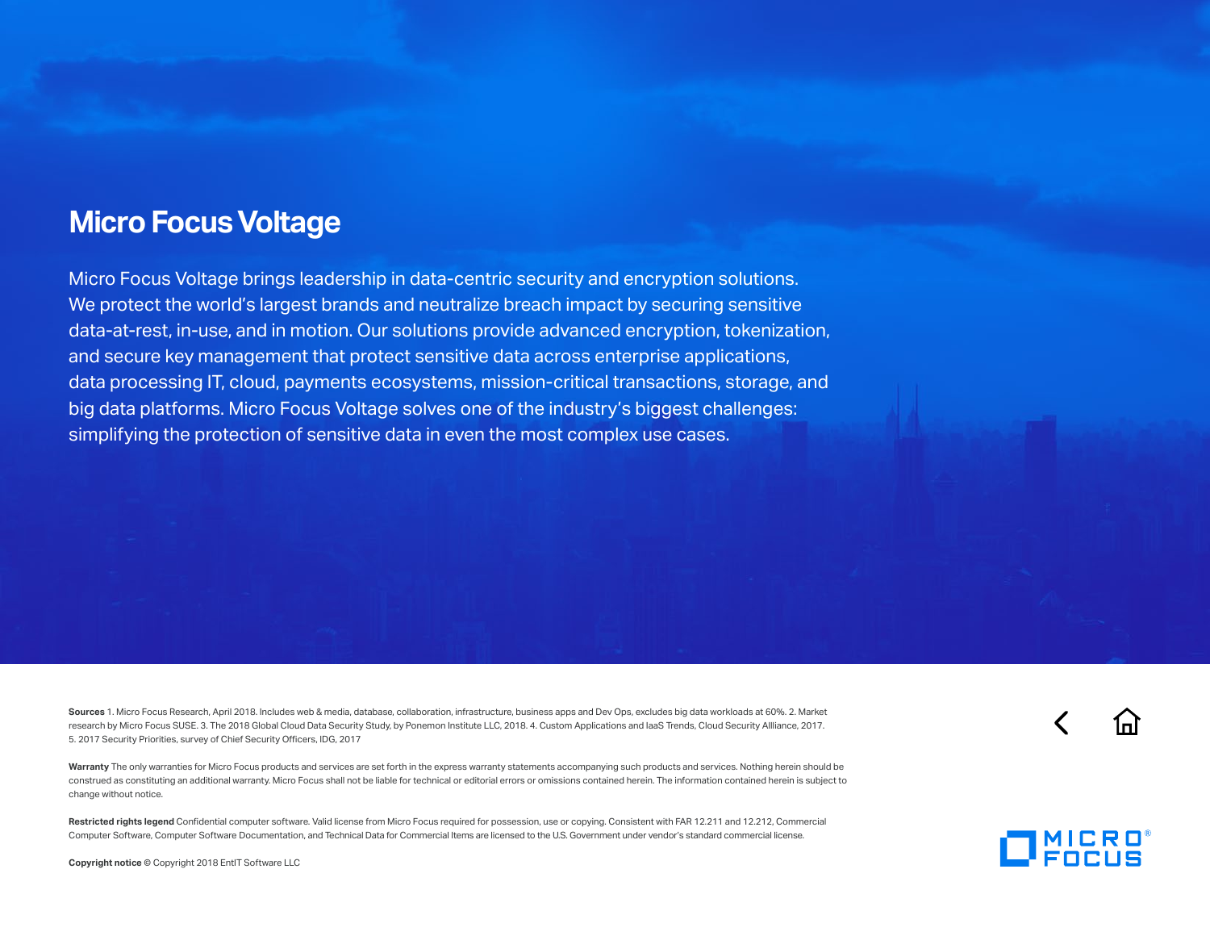## Micro Focus Voltage

Micro Focus Voltage brings leadership in data-centric security and encryption solutions. We protect the world's largest brands and neutralize breach impact by securing sensitive data-at-rest, in-use, and in motion. Our solutions provide advanced encryption, tokenization, and secure key management that protect sensitive data across enterprise applications, data processing IT, cloud, payments ecosystems, mission-critical transactions, storage, and big data platforms. Micro Focus Voltage solves one of the industry's biggest challenges: simplifying the protection of sensitive data in even the most complex use cases.

**Sources** 1. Micro Focus Research, April 2018. Includes web & media, database, collaboration, infrastructure, business apps and Dev Ops, excludes big data workloads at 60%. 2. Market research by Micro Focus SUSE. 3. The 2018 Global Cloud Data Security Study, by Ponemon Institute LLC, 2018. 4. Custom Applications and IaaS Trends, Cloud Security Allliance, 2017. 5. 2017 Security Priorities, survey of Chief Security Officers, IDG, 2017

**Warranty** The only warranties for Micro Focus products and services are set forth in the express warranty statements accompanying such products and services. Nothing herein should be construed as constituting an additional warranty. Micro Focus shall not be liable for technical or editorial errors or omissions contained herein. The information contained herein is subject to change without notice.

**Restricted rights legend** Confidential computer software. Valid license from Micro Focus required for possession, use or copying. Consistent with FAR 12.211 and 12.212, Commercial Computer Software, Computer Software Documentation, and Technical Data for Commercial Items are licensed to the U.S. Government under vendor's standard commercial license.

**Copyright notice** © Copyright 2018 EntIT Software LLC